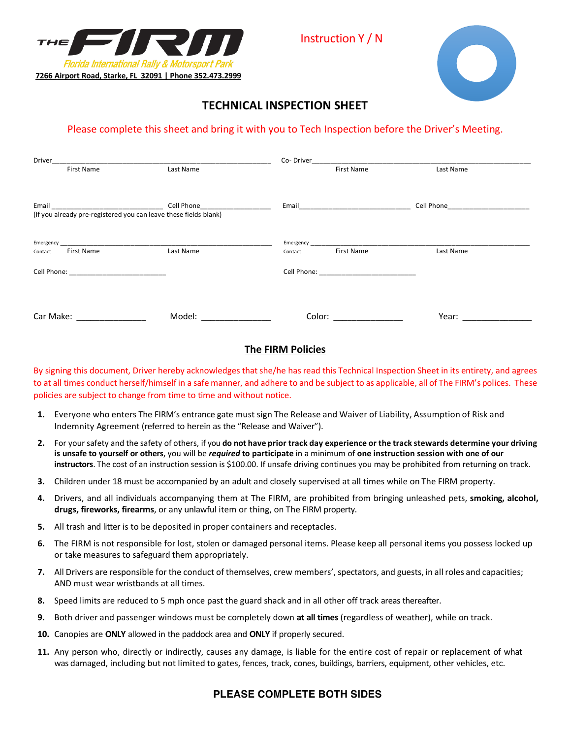THE FIRM

Florida International Rally & Motorsport Park

7266 Airport Road, Starke, FL 32091 | Phone 352.473.2999

Instruction Y / N

# TECHNICAL INSPECTION SHEET

Please complete this sheet and bring it with you to Tech Inspection before the Driver's Meeting.

Driver________________________________________ Co- Driver________________________________________

First Name Last Name First Name Last Name

Email ___________________________ Cell Phone_________________ Email___________________________ Cell Phone____________________

(If you already pre-registered you can leave these fields blank)

Emergency Contact ________________________________________ Emergency Contact ________________________________________

First Name Last Name First Name Last Name

Cell Phone: ________________________ Cell Phone: ________________________

Car Make: _______________ Model: _______________ Color: _______________ Year: _______________

## The FIRM Policies

By signing this document, Driver hereby acknowledges that she/he has read this Technical Inspection Sheet in its entirety, and agrees to at all times conduct herself/himself in a safe manner, and adhere to and be subject to as applicable, all of The FIRM's polices. These policies are subject to change from time to time and without notice.

1. Everyone who enters The FIRM's entrance gate must sign The Release and Waiver of Liability, Assumption of Risk and Indemnity Agreement (referred to herein as the "Release and Waiver").
2. For your safety and the safety of others, if you **do not have prior track day experience or the track stewards determine your driving is unsafe to yourself or others**, you will be ***required*** **to participate** in a minimum of **one instruction session with one of our instructors**. The cost of an instruction session is $100.00. If unsafe driving continues you may be prohibited from returning on track.
3. Children under 18 must be accompanied by an adult and closely supervised at all times while on The FIRM property.
4. Drivers, and all individuals accompanying them at The FIRM, are prohibited from bringing unleashed pets, **smoking, alcohol, drugs, fireworks, firearms**, or any unlawful item or thing, on The FIRM property.
5. All trash and litter is to be deposited in proper containers and receptacles.
6. The FIRM is not responsible for lost, stolen or damaged personal items. Please keep all personal items you possess locked up or take measures to safeguard them appropriately.
7. All Drivers are responsible for the conduct of themselves, crew members', spectators, and guests, in all roles and capacities; AND must wear wristbands at all times.
8. Speed limits are reduced to 5 mph once past the guard shack and in all other off track areas thereafter.
9. Both driver and passenger windows must be completely down **at all times** (regardless of weather), while on track.
10. Canopies are **ONLY** allowed in the paddock area and **ONLY** if properly secured.
11. Any person who, directly or indirectly, causes any damage, is liable for the entire cost of repair or replacement of what was damaged, including but not limited to gates, fences, track, cones, buildings, barriers, equipment, other vehicles, etc.

**PLEASE COMPLETE BOTH SIDES**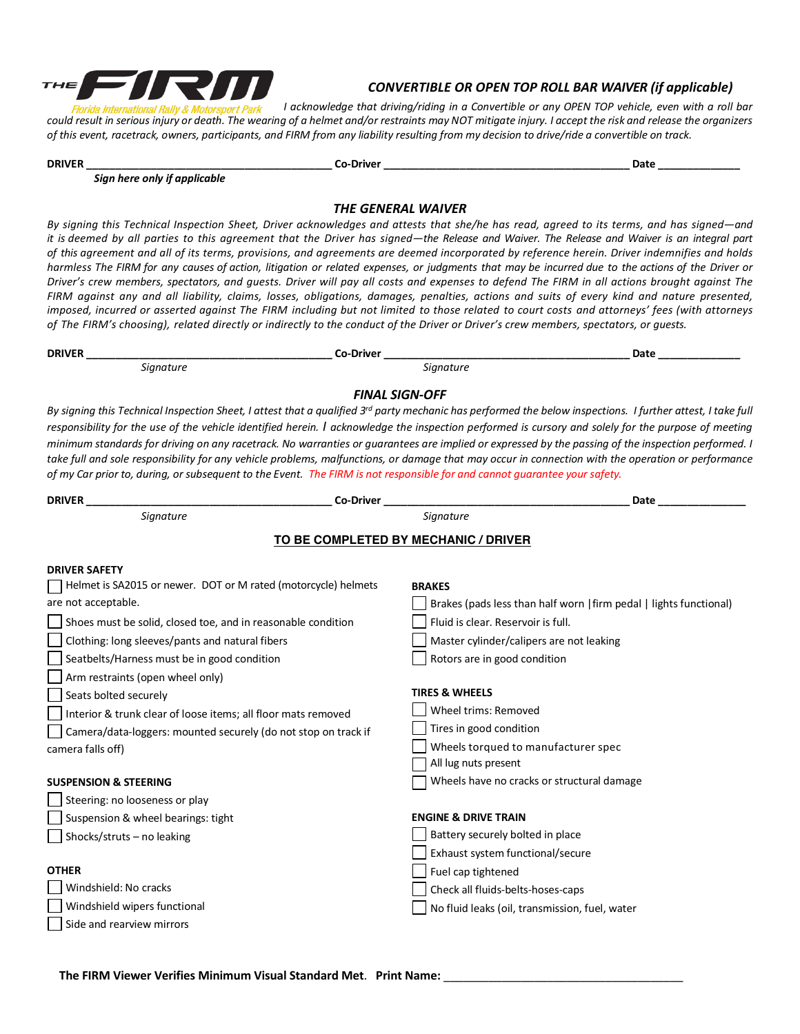THE FIRM
Florida International Rally & Motorsport Park

## *CONVERTIBLE OR OPEN TOP ROLL BAR WAIVER (if applicable)*

*I acknowledge that driving/riding in a Convertible or any OPEN TOP vehicle, even with a roll bar could result in serious injury or death. The wearing of a helmet and/or restraints may NOT mitigate injury. I accept the risk and release the organizers of this event, racetrack, owners, participants, and FIRM from any liability resulting from my decision to drive/ride a convertible on track.*

**DRIVER** ________________________________ **Co-Driver** ________________________________ **Date** ____________

***Sign here only if applicable***

## *THE GENERAL WAIVER*

*By signing this Technical Inspection Sheet, Driver acknowledges and attests that she/he has read, agreed to its terms, and has signed—and it is deemed by all parties to this agreement that the Driver has signed—the Release and Waiver. The Release and Waiver is an integral part of this agreement and all of its terms, provisions, and agreements are deemed incorporated by reference herein. Driver indemnifies and holds harmless The FIRM for any causes of action, litigation or related expenses, or judgments that may be incurred due to the actions of the Driver or Driver's crew members, spectators, and guests. Driver will pay all costs and expenses to defend The FIRM in all actions brought against The FIRM against any and all liability, claims, losses, obligations, damages, penalties, actions and suits of every kind and nature presented, imposed, incurred or asserted against The FIRM including but not limited to those related to court costs and attorneys' fees (with attorneys of The FIRM's choosing), related directly or indirectly to the conduct of the Driver or Driver's crew members, spectators, or guests.*

**DRIVER** ________________________________ **Co-Driver** ________________________________ **Date** ____________

*Signature* *Signature*

## *FINAL SIGN-OFF*

*By signing this Technical Inspection Sheet, I attest that a qualified 3rd party mechanic has performed the below inspections. I further attest, I take full responsibility for the use of the vehicle identified herein. I acknowledge the inspection performed is cursory and solely for the purpose of meeting minimum standards for driving on any racetrack. No warranties or guarantees are implied or expressed by the passing of the inspection performed. I take full and sole responsibility for any vehicle problems, malfunctions, or damage that may occur in connection with the operation or performance of my Car prior to, during, or subsequent to the Event. The FIRM is not responsible for and cannot guarantee your safety.*

**DRIVER** ________________________________ **Co-Driver** ________________________________ **Date** ____________

*Signature* *Signature*

## TO BE COMPLETED BY MECHANIC / DRIVER

**DRIVER SAFETY**

- ☐ Helmet is SA2015 or newer. DOT or M rated (motorcycle) helmets are not acceptable.
- ☐ Shoes must be solid, closed toe, and in reasonable condition
- ☐ Clothing: long sleeves/pants and natural fibers
- ☐ Seatbelts/Harness must be in good condition
- ☐ Arm restraints (open wheel only)
- ☐ Seats bolted securely
- ☐ Interior & trunk clear of loose items; all floor mats removed
- ☐ Camera/data-loggers: mounted securely (do not stop on track if camera falls off)

**SUSPENSION & STEERING**

- ☐ Steering: no looseness or play
- ☐ Suspension & wheel bearings: tight
- ☐ Shocks/struts – no leaking

**OTHER**

- ☐ Windshield: No cracks
- ☐ Windshield wipers functional
- ☐ Side and rearview mirrors

**BRAKES**

- ☐ Brakes (pads less than half worn | firm pedal | lights functional)
- ☐ Fluid is clear. Reservoir is full.
- ☐ Master cylinder/calipers are not leaking
- ☐ Rotors are in good condition

**TIRES & WHEELS**

- ☐ Wheel trims: Removed
- ☐ Tires in good condition
- ☐ Wheels torqued to manufacturer spec
- ☐ All lug nuts present
- ☐ Wheels have no cracks or structural damage

**ENGINE & DRIVE TRAIN**

- ☐ Battery securely bolted in place
- ☐ Exhaust system functional/secure
- ☐ Fuel cap tightened
- ☐ Check all fluids-belts-hoses-caps
- ☐ No fluid leaks (oil, transmission, fuel, water

**The FIRM Viewer Verifies Minimum Visual Standard Met**. **Print Name:** ________________________________